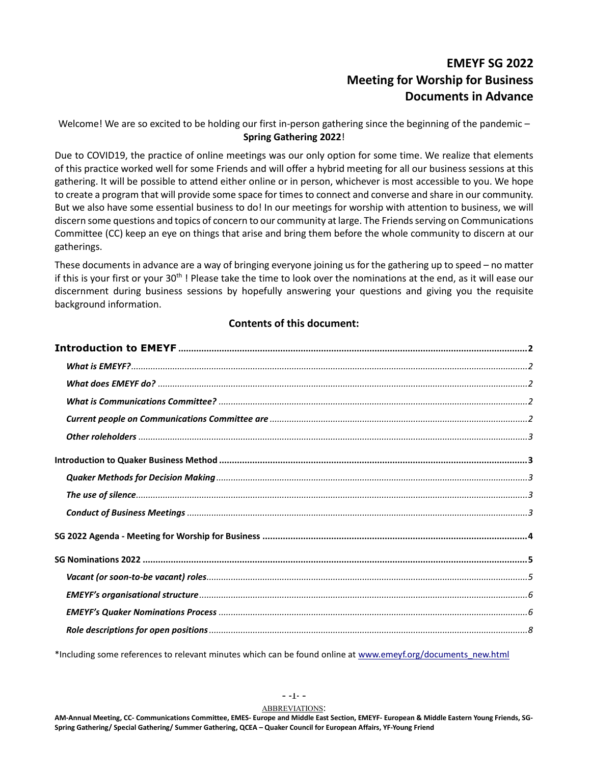# EMEYF SG 2022
# Meeting for Worship for Business
# Documents in Advance

Welcome! We are so excited to be holding our first in-person gathering since the beginning of the pandemic – **Spring Gathering 2022**!

Due to COVID19, the practice of online meetings was our only option for some time. We realize that elements of this practice worked well for some Friends and will offer a hybrid meeting for all our business sessions at this gathering. It will be possible to attend either online or in person, whichever is most accessible to you. We hope to create a program that will provide some space for times to connect and converse and share in our community. But we also have some essential business to do! In our meetings for worship with attention to business, we will discern some questions and topics of concern to our community at large. The Friends serving on Communications Committee (CC) keep an eye on things that arise and bring them before the whole community to discern at our gatherings.

These documents in advance are a way of bringing everyone joining us for the gathering up to speed – no matter if this is your first or your 30th ! Please take the time to look over the nominations at the end, as it will ease our discernment during business sessions by hopefully answering your questions and giving you the requisite background information.

## Contents of this document:

**Introduction to EMEYF** ..... 2
- ***What is EMEYF?*** ..... 2
- ***What does EMEYF do?*** ..... 2
- ***What is Communications Committee?*** ..... 2
- ***Current people on Communications Committee are*** ..... 2
- ***Other roleholders*** ..... 3

**Introduction to Quaker Business Method** ..... 3
- ***Quaker Methods for Decision Making*** ..... 3
- ***The use of silence*** ..... 3
- ***Conduct of Business Meetings*** ..... 3

**SG 2022 Agenda - Meeting for Worship for Business** ..... 4

**SG Nominations 2022** ..... 5
- ***Vacant (or soon-to-be vacant) roles*** ..... 5
- ***EMEYF's organisational structure*** ..... 6
- ***EMEYF's Quaker Nominations Process*** ..... 6
- ***Role descriptions for open positions*** ..... 8

*Including some references to relevant minutes which can be found online at www.emeyf.org/documents_new.html

ABBREVIATIONS:

**AM-Annual Meeting, CC- Communications Committee, EMES- Europe and Middle East Section, EMEYF- European & Middle Eastern Young Friends, SG-Spring Gathering/ Special Gathering/ Summer Gathering, QCEA – Quaker Council for European Affairs, YF-Young Friend**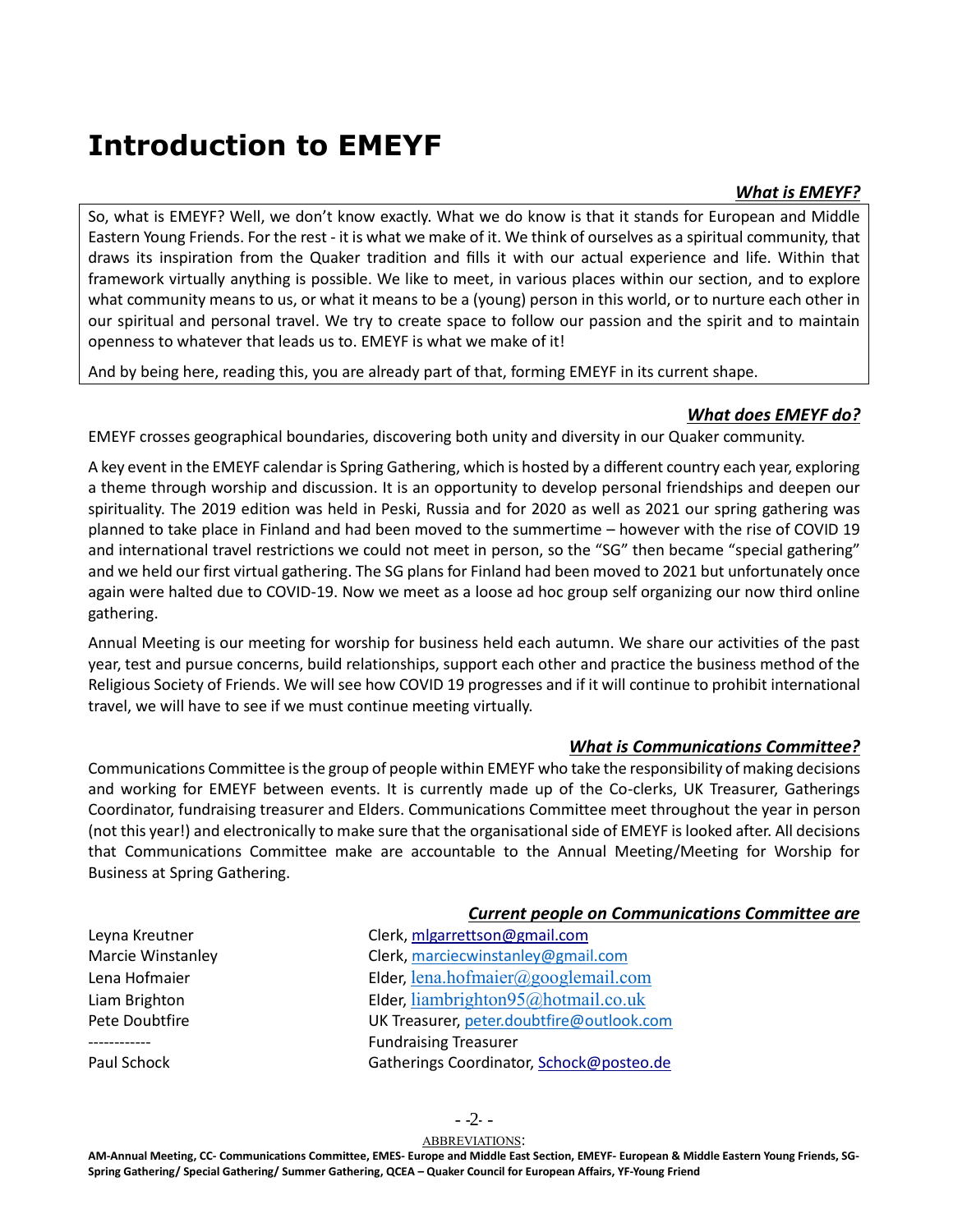# Introduction to EMEYF

### *What is EMEYF?*

So, what is EMEYF? Well, we don't know exactly. What we do know is that it stands for European and Middle Eastern Young Friends. For the rest - it is what we make of it. We think of ourselves as a spiritual community, that draws its inspiration from the Quaker tradition and fills it with our actual experience and life. Within that framework virtually anything is possible. We like to meet, in various places within our section, and to explore what community means to us, or what it means to be a (young) person in this world, or to nurture each other in our spiritual and personal travel. We try to create space to follow our passion and the spirit and to maintain openness to whatever that leads us to. EMEYF is what we make of it!

And by being here, reading this, you are already part of that, forming EMEYF in its current shape.

### *What does EMEYF do?*

EMEYF crosses geographical boundaries, discovering both unity and diversity in our Quaker community.

A key event in the EMEYF calendar is Spring Gathering, which is hosted by a different country each year, exploring a theme through worship and discussion. It is an opportunity to develop personal friendships and deepen our spirituality. The 2019 edition was held in Peski, Russia and for 2020 as well as 2021 our spring gathering was planned to take place in Finland and had been moved to the summertime – however with the rise of COVID 19 and international travel restrictions we could not meet in person, so the "SG" then became "special gathering" and we held our first virtual gathering. The SG plans for Finland had been moved to 2021 but unfortunately once again were halted due to COVID-19. Now we meet as a loose ad hoc group self organizing our now third online gathering.

Annual Meeting is our meeting for worship for business held each autumn. We share our activities of the past year, test and pursue concerns, build relationships, support each other and practice the business method of the Religious Society of Friends. We will see how COVID 19 progresses and if it will continue to prohibit international travel, we will have to see if we must continue meeting virtually.

### *What is Communications Committee?*

Communications Committee is the group of people within EMEYF who take the responsibility of making decisions and working for EMEYF between events. It is currently made up of the Co-clerks, UK Treasurer, Gatherings Coordinator, fundraising treasurer and Elders. Communications Committee meet throughout the year in person (not this year!) and electronically to make sure that the organisational side of EMEYF is looked after. All decisions that Communications Committee make are accountable to the Annual Meeting/Meeting for Worship for Business at Spring Gathering.

### *Current people on Communications Committee are*

| | |
|---|---|
| Leyna Kreutner | Clerk, mlgarrettson@gmail.com |
| Marcie Winstanley | Clerk, marciecwinstanley@gmail.com |
| Lena Hofmaier | Elder, lena.hofmaier@googlemail.com |
| Liam Brighton | Elder, liambrighton95@hotmail.co.uk |
| Pete Doubtfire | UK Treasurer, peter.doubtfire@outlook.com |
| ------------ | Fundraising Treasurer |
| Paul Schock | Gatherings Coordinator, Schock@posteo.de |

ABBREVIATIONS:

**AM-Annual Meeting, CC- Communications Committee, EMES- Europe and Middle East Section, EMEYF- European & Middle Eastern Young Friends, SG-Spring Gathering/ Special Gathering/ Summer Gathering, QCEA – Quaker Council for European Affairs, YF-Young Friend**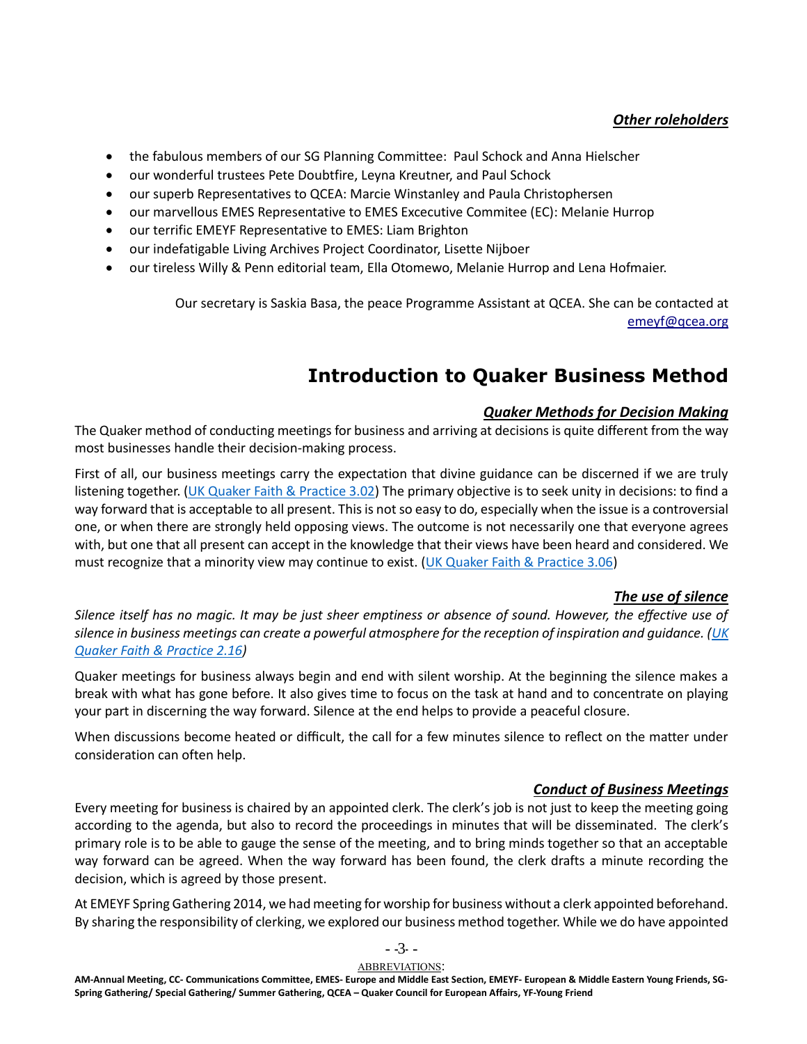### *Other roleholders*

- the fabulous members of our SG Planning Committee: Paul Schock and Anna Hielscher
- our wonderful trustees Pete Doubtfire, Leyna Kreutner, and Paul Schock
- our superb Representatives to QCEA: Marcie Winstanley and Paula Christophersen
- our marvellous EMES Representative to EMES Excecutive Commitee (EC): Melanie Hurrop
- our terrific EMEYF Representative to EMES: Liam Brighton
- our indefatigable Living Archives Project Coordinator, Lisette Nijboer
- our tireless Willy & Penn editorial team, Ella Otomewo, Melanie Hurrop and Lena Hofmaier.

Our secretary is Saskia Basa, the peace Programme Assistant at QCEA. She can be contacted at [emeyf@qcea.org](mailto:emeyf@qcea.org)

# Introduction to Quaker Business Method

### *Quaker Methods for Decision Making*

The Quaker method of conducting meetings for business and arriving at decisions is quite different from the way most businesses handle their decision-making process.

First of all, our business meetings carry the expectation that divine guidance can be discerned if we are truly listening together. (UK Quaker Faith & Practice 3.02) The primary objective is to seek unity in decisions: to find a way forward that is acceptable to all present. This is not so easy to do, especially when the issue is a controversial one, or when there are strongly held opposing views. The outcome is not necessarily one that everyone agrees with, but one that all present can accept in the knowledge that their views have been heard and considered. We must recognize that a minority view may continue to exist. (UK Quaker Faith & Practice 3.06)

### *The use of silence*

*Silence itself has no magic. It may be just sheer emptiness or absence of sound. However, the effective use of silence in business meetings can create a powerful atmosphere for the reception of inspiration and guidance. (UK Quaker Faith & Practice 2.16)*

Quaker meetings for business always begin and end with silent worship. At the beginning the silence makes a break with what has gone before. It also gives time to focus on the task at hand and to concentrate on playing your part in discerning the way forward. Silence at the end helps to provide a peaceful closure.

When discussions become heated or difficult, the call for a few minutes silence to reflect on the matter under consideration can often help.

### *Conduct of Business Meetings*

Every meeting for business is chaired by an appointed clerk. The clerk's job is not just to keep the meeting going according to the agenda, but also to record the proceedings in minutes that will be disseminated. The clerk's primary role is to be able to gauge the sense of the meeting, and to bring minds together so that an acceptable way forward can be agreed. When the way forward has been found, the clerk drafts a minute recording the decision, which is agreed by those present.

At EMEYF Spring Gathering 2014, we had meeting for worship for business without a clerk appointed beforehand. By sharing the responsibility of clerking, we explored our business method together. While we do have appointed

ABBREVIATIONS:
**AM-Annual Meeting, CC- Communications Committee, EMES- Europe and Middle East Section, EMEYF- European & Middle Eastern Young Friends, SG-Spring Gathering/ Special Gathering/ Summer Gathering, QCEA – Quaker Council for European Affairs, YF-Young Friend**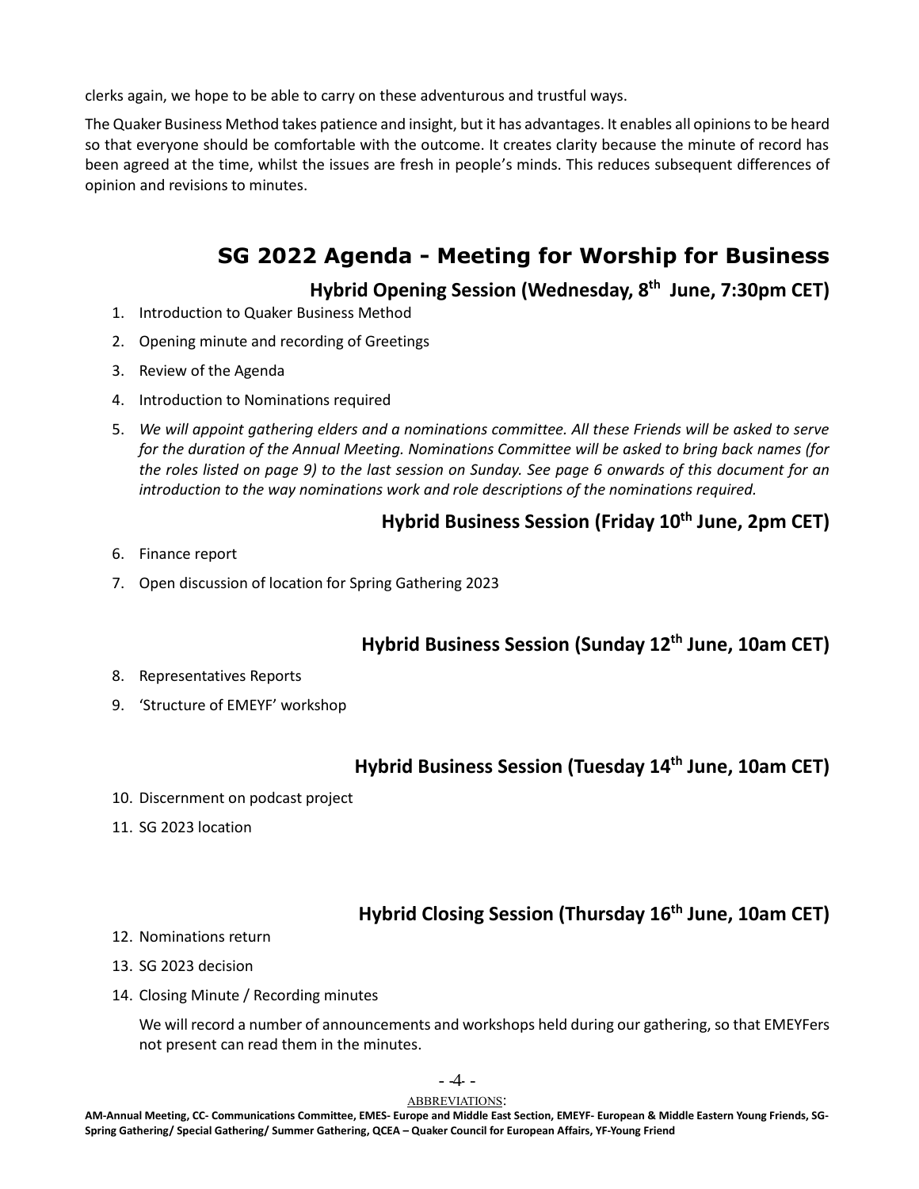clerks again, we hope to be able to carry on these adventurous and trustful ways.

The Quaker Business Method takes patience and insight, but it has advantages. It enables all opinions to be heard so that everyone should be comfortable with the outcome. It creates clarity because the minute of record has been agreed at the time, whilst the issues are fresh in people's minds. This reduces subsequent differences of opinion and revisions to minutes.

## SG 2022 Agenda - Meeting for Worship for Business

### Hybrid Opening Session (Wednesday, 8th June, 7:30pm CET)

1. Introduction to Quaker Business Method
2. Opening minute and recording of Greetings
3. Review of the Agenda
4. Introduction to Nominations required
5. *We will appoint gathering elders and a nominations committee. All these Friends will be asked to serve for the duration of the Annual Meeting. Nominations Committee will be asked to bring back names (for the roles listed on page 9) to the last session on Sunday. See page 6 onwards of this document for an introduction to the way nominations work and role descriptions of the nominations required.*

### Hybrid Business Session (Friday 10th June, 2pm CET)

6. Finance report
7. Open discussion of location for Spring Gathering 2023

### Hybrid Business Session (Sunday 12th June, 10am CET)

8. Representatives Reports
9. 'Structure of EMEYF' workshop

### Hybrid Business Session (Tuesday 14th June, 10am CET)

10. Discernment on podcast project
11. SG 2023 location

### Hybrid Closing Session (Thursday 16th June, 10am CET)

12. Nominations return
13. SG 2023 decision
14. Closing Minute / Recording minutes

    We will record a number of announcements and workshops held during our gathering, so that EMEYFers not present can read them in the minutes.

ABBREVIATIONS:

**AM-Annual Meeting, CC- Communications Committee, EMES- Europe and Middle East Section, EMEYF- European & Middle Eastern Young Friends, SG-Spring Gathering/ Special Gathering/ Summer Gathering, QCEA – Quaker Council for European Affairs, YF-Young Friend**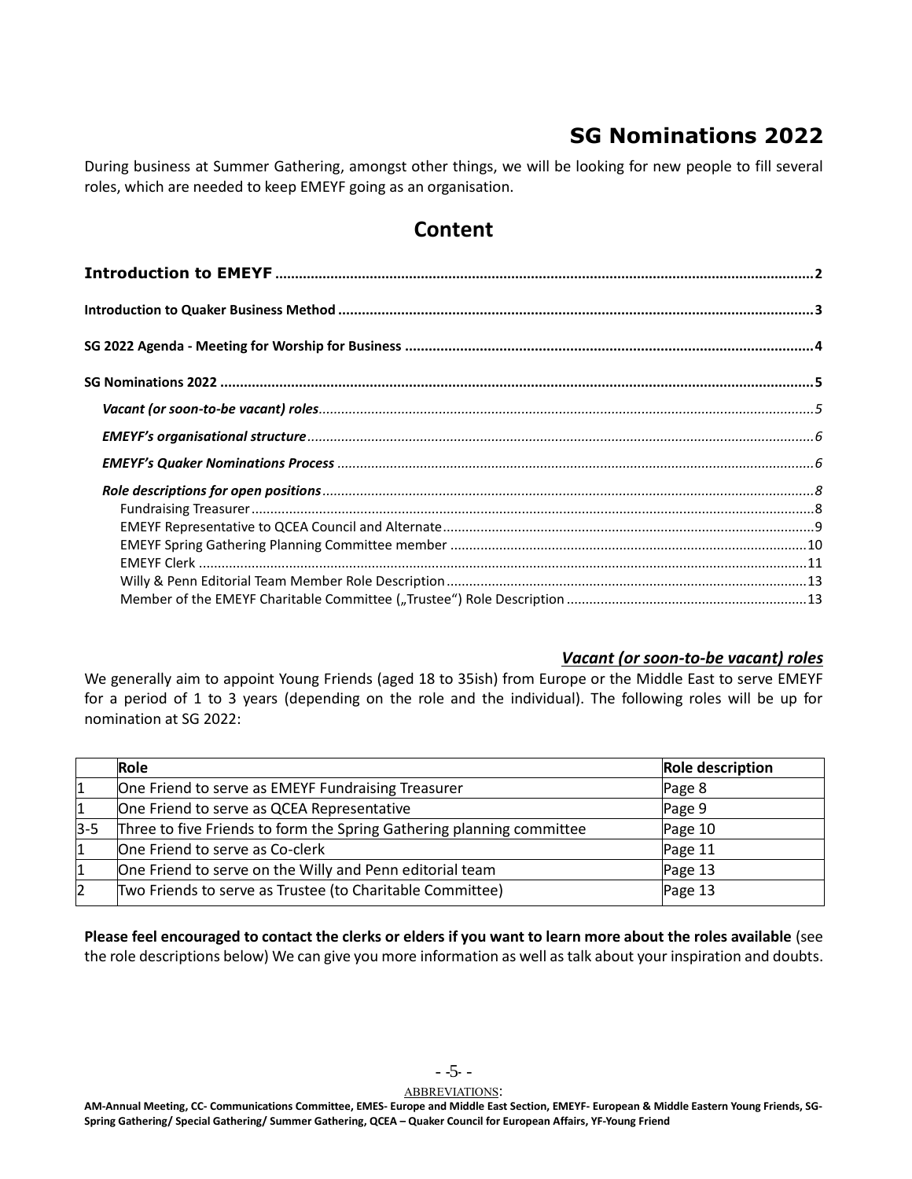# SG Nominations 2022

During business at Summer Gathering, amongst other things, we will be looking for new people to fill several roles, which are needed to keep EMEYF going as an organisation.

## Content

**Introduction to EMEYF** ........ 2

**Introduction to Quaker Business Method** ........ 3

**SG 2022 Agenda - Meeting for Worship for Business** ........ 4

**SG Nominations 2022** ........ 5

- ***Vacant (or soon-to-be vacant) roles*** ........ 5
- ***EMEYF's organisational structure*** ........ 6
- ***EMEYF's Quaker Nominations Process*** ........ 6
- ***Role descriptions for open positions*** ........ 8
  - Fundraising Treasurer ........ 8
  - EMEYF Representative to QCEA Council and Alternate ........ 9
  - EMEYF Spring Gathering Planning Committee member ........ 10
  - EMEYF Clerk ........ 11
  - Willy & Penn Editorial Team Member Role Description ........ 13
  - Member of the EMEYF Charitable Committee („Trustee") Role Description ........ 13

### *Vacant (or soon-to-be vacant) roles*

We generally aim to appoint Young Friends (aged 18 to 35ish) from Europe or the Middle East to serve EMEYF for a period of 1 to 3 years (depending on the role and the individual). The following roles will be up for nomination at SG 2022:

| | Role | Role description |
|---|---|---|
| 1 | One Friend to serve as EMEYF Fundraising Treasurer | Page 8 |
| 1 | One Friend to serve as QCEA Representative | Page 9 |
| 3-5 | Three to five Friends to form the Spring Gathering planning committee | Page 10 |
| 1 | One Friend to serve as Co-clerk | Page 11 |
| 1 | One Friend to serve on the Willy and Penn editorial team | Page 13 |
| 2 | Two Friends to serve as Trustee (to Charitable Committee) | Page 13 |

**Please feel encouraged to contact the clerks or elders if you want to learn more about the roles available** (see the role descriptions below) We can give you more information as well as talk about your inspiration and doubts.

ABBREVIATIONS:

**AM-Annual Meeting, CC- Communications Committee, EMES- Europe and Middle East Section, EMEYF- European & Middle Eastern Young Friends, SG-Spring Gathering/ Special Gathering/ Summer Gathering, QCEA – Quaker Council for European Affairs, YF-Young Friend**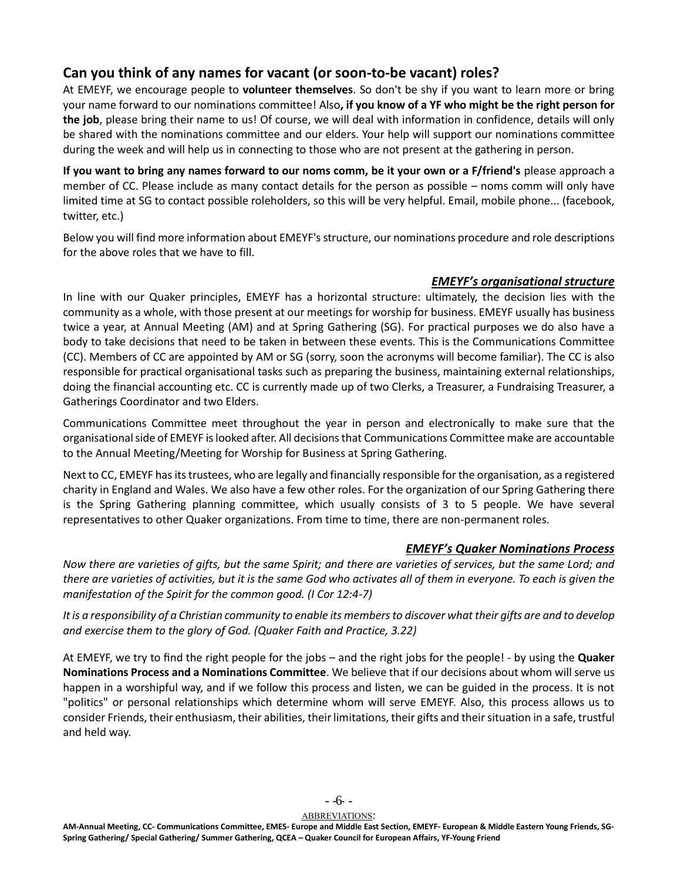## Can you think of any names for vacant (or soon-to-be vacant) roles?

At EMEYF, we encourage people to **volunteer themselves**. So don't be shy if you want to learn more or bring your name forward to our nominations committee! Also**, if you know of a YF who might be the right person for the job**, please bring their name to us! Of course, we will deal with information in confidence, details will only be shared with the nominations committee and our elders. Your help will support our nominations committee during the week and will help us in connecting to those who are not present at the gathering in person.

**If you want to bring any names forward to our noms comm, be it your own or a F/friend's** please approach a member of CC. Please include as many contact details for the person as possible – noms comm will only have limited time at SG to contact possible roleholders, so this will be very helpful. Email, mobile phone... (facebook, twitter, etc.)

Below you will find more information about EMEYF's structure, our nominations procedure and role descriptions for the above roles that we have to fill.

### ***EMEYF's organisational structure***

In line with our Quaker principles, EMEYF has a horizontal structure: ultimately, the decision lies with the community as a whole, with those present at our meetings for worship for business. EMEYF usually has business twice a year, at Annual Meeting (AM) and at Spring Gathering (SG). For practical purposes we do also have a body to take decisions that need to be taken in between these events. This is the Communications Committee (CC). Members of CC are appointed by AM or SG (sorry, soon the acronyms will become familiar). The CC is also responsible for practical organisational tasks such as preparing the business, maintaining external relationships, doing the financial accounting etc. CC is currently made up of two Clerks, a Treasurer, a Fundraising Treasurer, a Gatherings Coordinator and two Elders.

Communications Committee meet throughout the year in person and electronically to make sure that the organisational side of EMEYF is looked after. All decisions that Communications Committee make are accountable to the Annual Meeting/Meeting for Worship for Business at Spring Gathering.

Next to CC, EMEYF has its trustees, who are legally and financially responsible for the organisation, as a registered charity in England and Wales. We also have a few other roles. For the organization of our Spring Gathering there is the Spring Gathering planning committee, which usually consists of 3 to 5 people. We have several representatives to other Quaker organizations. From time to time, there are non-permanent roles.

### ***EMEYF's Quaker Nominations Process***

*Now there are varieties of gifts, but the same Spirit; and there are varieties of services, but the same Lord; and there are varieties of activities, but it is the same God who activates all of them in everyone. To each is given the manifestation of the Spirit for the common good. (I Cor 12:4-7)*

*It is a responsibility of a Christian community to enable its members to discover what their gifts are and to develop and exercise them to the glory of God. (Quaker Faith and Practice, 3.22)*

At EMEYF, we try to find the right people for the jobs – and the right jobs for the people! - by using the **Quaker Nominations Process and a Nominations Committee**. We believe that if our decisions about whom will serve us happen in a worshipful way, and if we follow this process and listen, we can be guided in the process. It is not "politics" or personal relationships which determine whom will serve EMEYF. Also, this process allows us to consider Friends, their enthusiasm, their abilities, their limitations, their gifts and their situation in a safe, trustful and held way.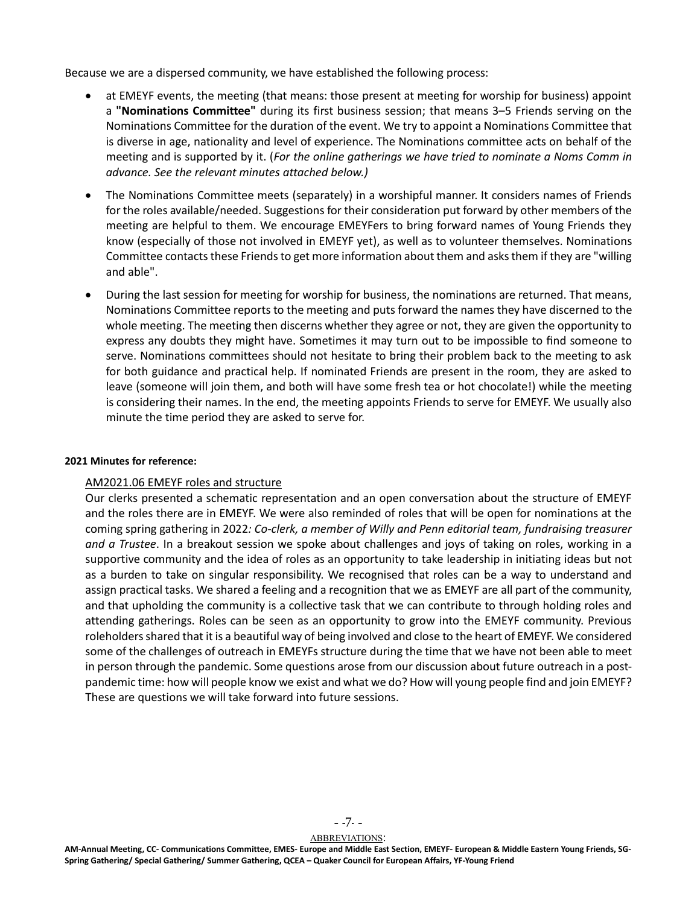Because we are a dispersed community, we have established the following process:

- at EMEYF events, the meeting (that means: those present at meeting for worship for business) appoint a **"Nominations Committee"** during its first business session; that means 3–5 Friends serving on the Nominations Committee for the duration of the event. We try to appoint a Nominations Committee that is diverse in age, nationality and level of experience. The Nominations committee acts on behalf of the meeting and is supported by it. (*For the online gatherings we have tried to nominate a Noms Comm in advance. See the relevant minutes attached below.)*
- The Nominations Committee meets (separately) in a worshipful manner. It considers names of Friends for the roles available/needed. Suggestions for their consideration put forward by other members of the meeting are helpful to them. We encourage EMEYFers to bring forward names of Young Friends they know (especially of those not involved in EMEYF yet), as well as to volunteer themselves. Nominations Committee contacts these Friends to get more information about them and asks them if they are "willing and able".
- During the last session for meeting for worship for business, the nominations are returned. That means, Nominations Committee reports to the meeting and puts forward the names they have discerned to the whole meeting. The meeting then discerns whether they agree or not, they are given the opportunity to express any doubts they might have. Sometimes it may turn out to be impossible to find someone to serve. Nominations committees should not hesitate to bring their problem back to the meeting to ask for both guidance and practical help. If nominated Friends are present in the room, they are asked to leave (someone will join them, and both will have some fresh tea or hot chocolate!) while the meeting is considering their names. In the end, the meeting appoints Friends to serve for EMEYF. We usually also minute the time period they are asked to serve for.

**2021 Minutes for reference:**

AM2021.06 EMEYF roles and structure

Our clerks presented a schematic representation and an open conversation about the structure of EMEYF and the roles there are in EMEYF. We were also reminded of roles that will be open for nominations at the coming spring gathering in 2022*: Co-clerk, a member of Willy and Penn editorial team, fundraising treasurer and a Trustee*. In a breakout session we spoke about challenges and joys of taking on roles, working in a supportive community and the idea of roles as an opportunity to take leadership in initiating ideas but not as a burden to take on singular responsibility. We recognised that roles can be a way to understand and assign practical tasks. We shared a feeling and a recognition that we as EMEYF are all part of the community, and that upholding the community is a collective task that we can contribute to through holding roles and attending gatherings. Roles can be seen as an opportunity to grow into the EMEYF community. Previous roleholders shared that it is a beautiful way of being involved and close to the heart of EMEYF. We considered some of the challenges of outreach in EMEYFs structure during the time that we have not been able to meet in person through the pandemic. Some questions arose from our discussion about future outreach in a post-pandemic time: how will people know we exist and what we do? How will young people find and join EMEYF? These are questions we will take forward into future sessions.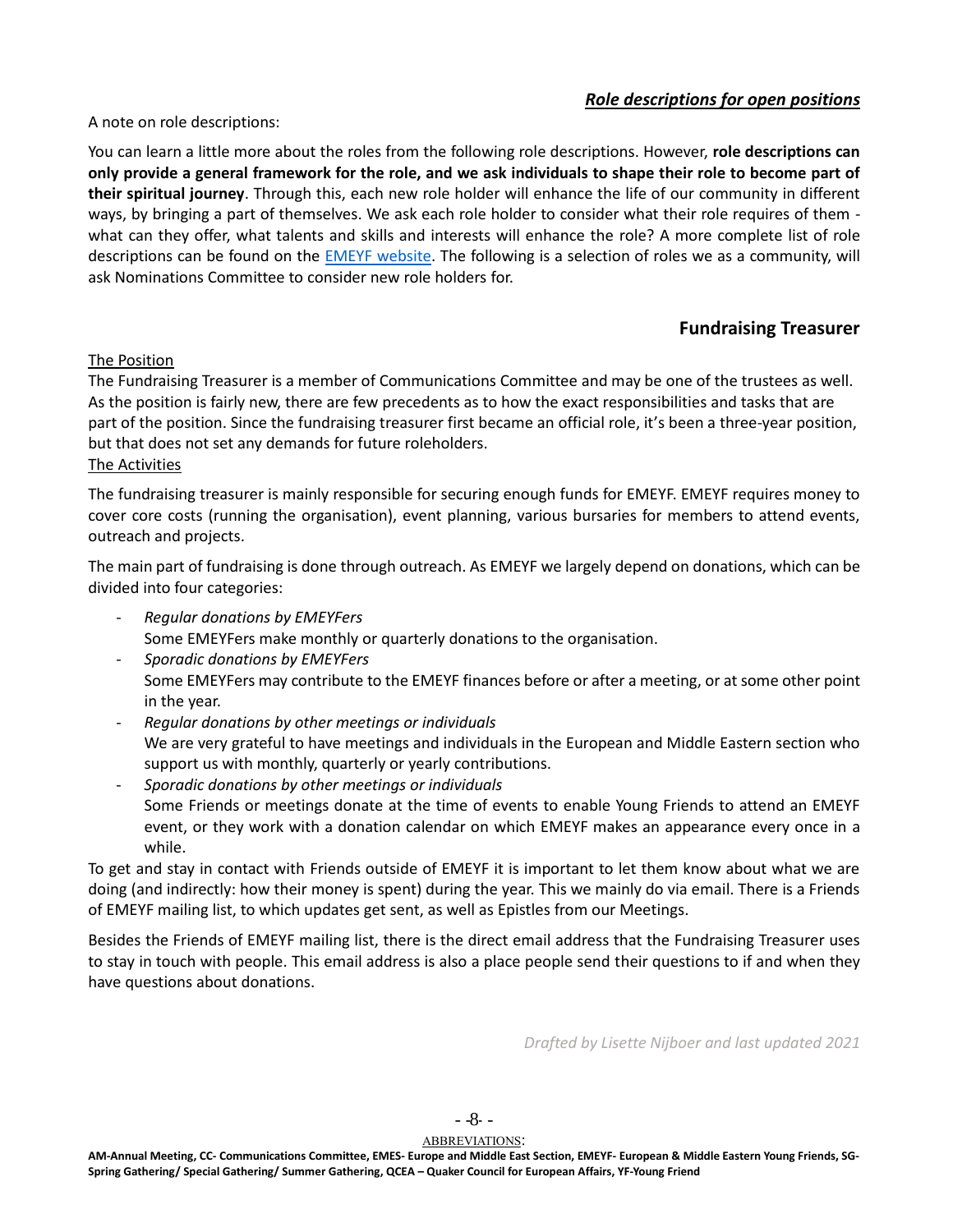## *Role descriptions for open positions*

A note on role descriptions:

You can learn a little more about the roles from the following role descriptions. However, **role descriptions can only provide a general framework for the role, and we ask individuals to shape their role to become part of their spiritual journey**. Through this, each new role holder will enhance the life of our community in different ways, by bringing a part of themselves. We ask each role holder to consider what their role requires of them - what can they offer, what talents and skills and interests will enhance the role? A more complete list of role descriptions can be found on the [EMEYF website](). The following is a selection of roles we as a community, will ask Nominations Committee to consider new role holders for.

### Fundraising Treasurer

The Position

The Fundraising Treasurer is a member of Communications Committee and may be one of the trustees as well. As the position is fairly new, there are few precedents as to how the exact responsibilities and tasks that are part of the position. Since the fundraising treasurer first became an official role, it's been a three-year position, but that does not set any demands for future roleholders.

The Activities

The fundraising treasurer is mainly responsible for securing enough funds for EMEYF. EMEYF requires money to cover core costs (running the organisation), event planning, various bursaries for members to attend events, outreach and projects.

The main part of fundraising is done through outreach. As EMEYF we largely depend on donations, which can be divided into four categories:

- *Regular donations by EMEYFers*
  Some EMEYFers make monthly or quarterly donations to the organisation.
- *Sporadic donations by EMEYFers*
  Some EMEYFers may contribute to the EMEYF finances before or after a meeting, or at some other point in the year.
- *Regular donations by other meetings or individuals*
  We are very grateful to have meetings and individuals in the European and Middle Eastern section who support us with monthly, quarterly or yearly contributions.
- *Sporadic donations by other meetings or individuals*
  Some Friends or meetings donate at the time of events to enable Young Friends to attend an EMEYF event, or they work with a donation calendar on which EMEYF makes an appearance every once in a while.

To get and stay in contact with Friends outside of EMEYF it is important to let them know about what we are doing (and indirectly: how their money is spent) during the year. This we mainly do via email. There is a Friends of EMEYF mailing list, to which updates get sent, as well as Epistles from our Meetings.

Besides the Friends of EMEYF mailing list, there is the direct email address that the Fundraising Treasurer uses to stay in touch with people. This email address is also a place people send their questions to if and when they have questions about donations.

*Drafted by Lisette Nijboer and last updated 2021*

ABBREVIATIONS:
**AM-Annual Meeting, CC- Communications Committee, EMES- Europe and Middle East Section, EMEYF- European & Middle Eastern Young Friends, SG-Spring Gathering/ Special Gathering/ Summer Gathering, QCEA – Quaker Council for European Affairs, YF-Young Friend**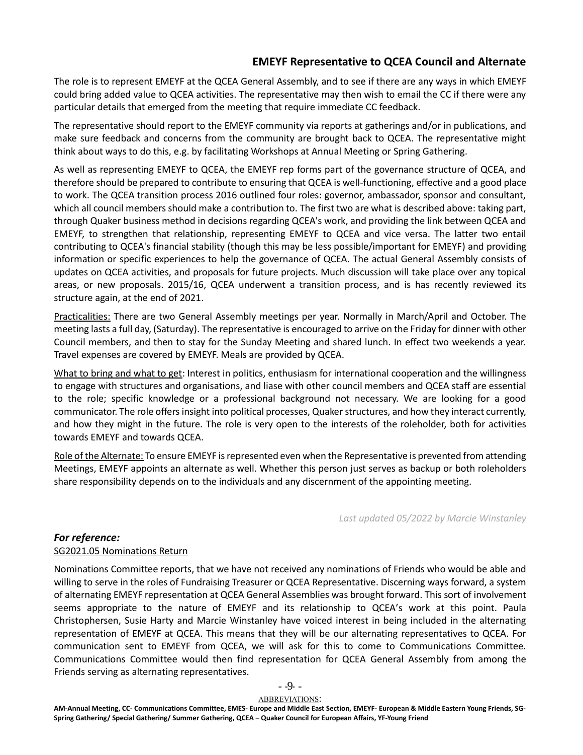## EMEYF Representative to QCEA Council and Alternate

The role is to represent EMEYF at the QCEA General Assembly, and to see if there are any ways in which EMEYF could bring added value to QCEA activities. The representative may then wish to email the CC if there were any particular details that emerged from the meeting that require immediate CC feedback.

The representative should report to the EMEYF community via reports at gatherings and/or in publications, and make sure feedback and concerns from the community are brought back to QCEA. The representative might think about ways to do this, e.g. by facilitating Workshops at Annual Meeting or Spring Gathering.

As well as representing EMEYF to QCEA, the EMEYF rep forms part of the governance structure of QCEA, and therefore should be prepared to contribute to ensuring that QCEA is well-functioning, effective and a good place to work. The QCEA transition process 2016 outlined four roles: governor, ambassador, sponsor and consultant, which all council members should make a contribution to. The first two are what is described above: taking part, through Quaker business method in decisions regarding QCEA's work, and providing the link between QCEA and EMEYF, to strengthen that relationship, representing EMEYF to QCEA and vice versa. The latter two entail contributing to QCEA's financial stability (though this may be less possible/important for EMEYF) and providing information or specific experiences to help the governance of QCEA. The actual General Assembly consists of updates on QCEA activities, and proposals for future projects. Much discussion will take place over any topical areas, or new proposals. 2015/16, QCEA underwent a transition process, and is has recently reviewed its structure again, at the end of 2021.

<u>Practicalities:</u> There are two General Assembly meetings per year. Normally in March/April and October. The meeting lasts a full day, (Saturday). The representative is encouraged to arrive on the Friday for dinner with other Council members, and then to stay for the Sunday Meeting and shared lunch. In effect two weekends a year. Travel expenses are covered by EMEYF. Meals are provided by QCEA.

<u>What to bring and what to get</u>: Interest in politics, enthusiasm for international cooperation and the willingness to engage with structures and organisations, and liase with other council members and QCEA staff are essential to the role; specific knowledge or a professional background not necessary. We are looking for a good communicator. The role offers insight into political processes, Quaker structures, and how they interact currently, and how they might in the future. The role is very open to the interests of the roleholder, both for activities towards EMEYF and towards QCEA.

<u>Role of the Alternate:</u> To ensure EMEYF is represented even when the Representative is prevented from attending Meetings, EMEYF appoints an alternate as well. Whether this person just serves as backup or both roleholders share responsibility depends on to the individuals and any discernment of the appointing meeting.

*Last updated 05/2022 by Marcie Winstanley*

### *For reference:*

<u>SG2021.05 Nominations Return</u>

Nominations Committee reports, that we have not received any nominations of Friends who would be able and willing to serve in the roles of Fundraising Treasurer or QCEA Representative. Discerning ways forward, a system of alternating EMEYF representation at QCEA General Assemblies was brought forward. This sort of involvement seems appropriate to the nature of EMEYF and its relationship to QCEA's work at this point. Paula Christophersen, Susie Harty and Marcie Winstanley have voiced interest in being included in the alternating representation of EMEYF at QCEA. This means that they will be our alternating representatives to QCEA. For communication sent to EMEYF from QCEA, we will ask for this to come to Communications Committee. Communications Committee would then find representation for QCEA General Assembly from among the Friends serving as alternating representatives.

ABBREVIATIONS:
**AM-Annual Meeting, CC- Communications Committee, EMES- Europe and Middle East Section, EMEYF- European & Middle Eastern Young Friends, SG-Spring Gathering/ Special Gathering/ Summer Gathering, QCEA – Quaker Council for European Affairs, YF-Young Friend**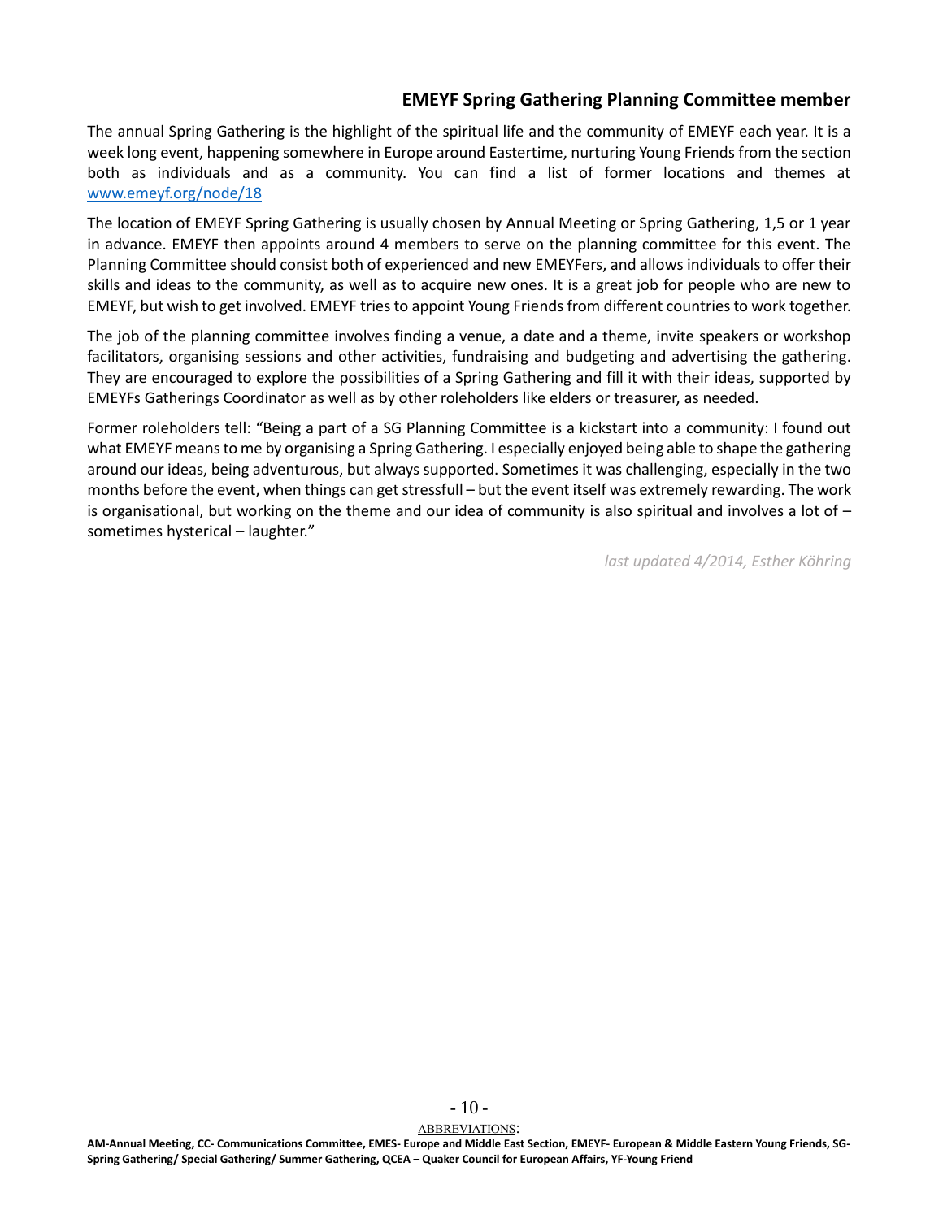## EMEYF Spring Gathering Planning Committee member

The annual Spring Gathering is the highlight of the spiritual life and the community of EMEYF each year. It is a week long event, happening somewhere in Europe around Eastertime, nurturing Young Friends from the section both as individuals and as a community. You can find a list of former locations and themes at [www.emeyf.org/node/18](www.emeyf.org/node/18)

The location of EMEYF Spring Gathering is usually chosen by Annual Meeting or Spring Gathering, 1,5 or 1 year in advance. EMEYF then appoints around 4 members to serve on the planning committee for this event. The Planning Committee should consist both of experienced and new EMEYFers, and allows individuals to offer their skills and ideas to the community, as well as to acquire new ones. It is a great job for people who are new to EMEYF, but wish to get involved. EMEYF tries to appoint Young Friends from different countries to work together.

The job of the planning committee involves finding a venue, a date and a theme, invite speakers or workshop facilitators, organising sessions and other activities, fundraising and budgeting and advertising the gathering. They are encouraged to explore the possibilities of a Spring Gathering and fill it with their ideas, supported by EMEYFs Gatherings Coordinator as well as by other roleholders like elders or treasurer, as needed.

Former roleholders tell: "Being a part of a SG Planning Committee is a kickstart into a community: I found out what EMEYF means to me by organising a Spring Gathering. I especially enjoyed being able to shape the gathering around our ideas, being adventurous, but always supported. Sometimes it was challenging, especially in the two months before the event, when things can get stressfull – but the event itself was extremely rewarding. The work is organisational, but working on the theme and our idea of community is also spiritual and involves a lot of – sometimes hysterical – laughter."

*last updated 4/2014, Esther Köhring*

ABBREVIATIONS:

**AM-Annual Meeting, CC- Communications Committee, EMES- Europe and Middle East Section, EMEYF- European & Middle Eastern Young Friends, SG-Spring Gathering/ Special Gathering/ Summer Gathering, QCEA – Quaker Council for European Affairs, YF-Young Friend**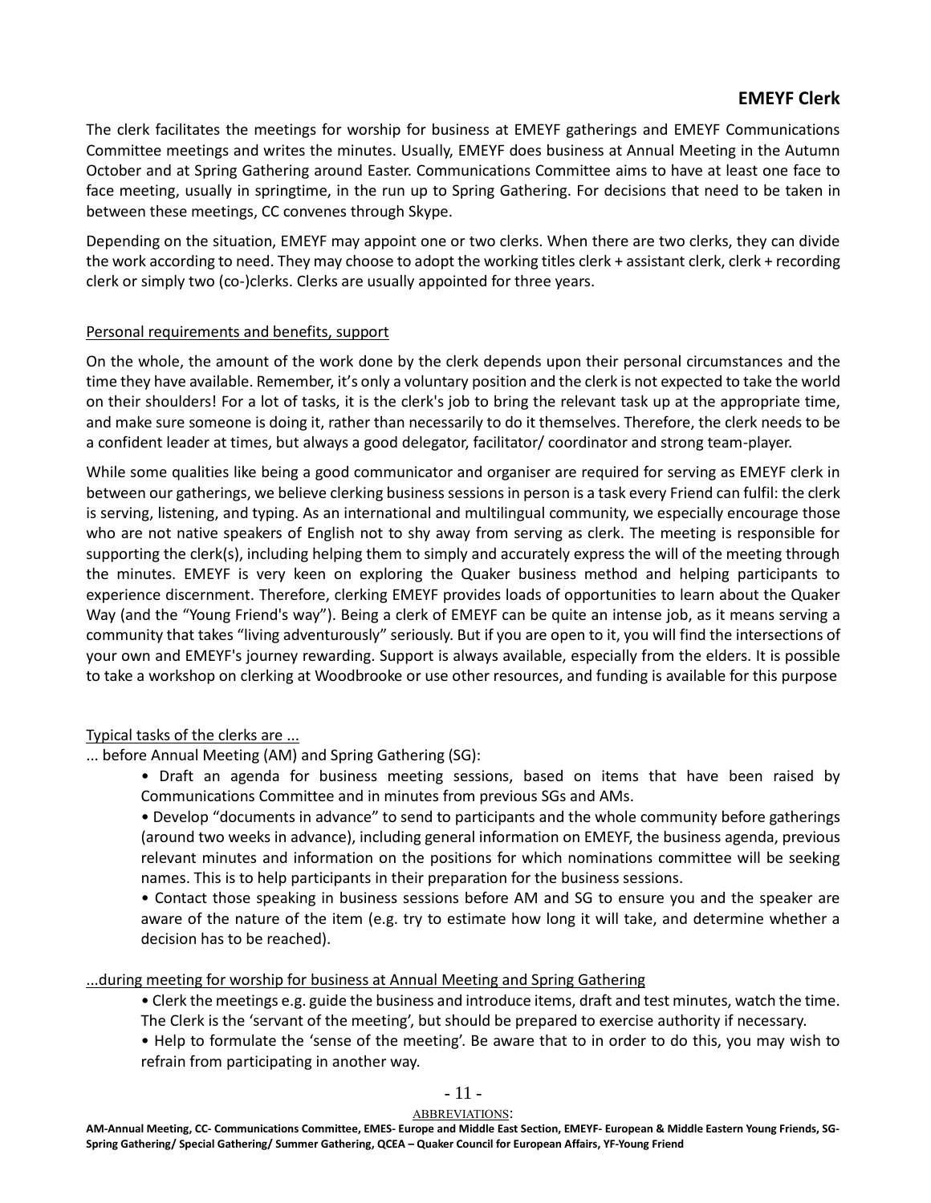## EMEYF Clerk

The clerk facilitates the meetings for worship for business at EMEYF gatherings and EMEYF Communications Committee meetings and writes the minutes. Usually, EMEYF does business at Annual Meeting in the Autumn October and at Spring Gathering around Easter. Communications Committee aims to have at least one face to face meeting, usually in springtime, in the run up to Spring Gathering. For decisions that need to be taken in between these meetings, CC convenes through Skype.

Depending on the situation, EMEYF may appoint one or two clerks. When there are two clerks, they can divide the work according to need. They may choose to adopt the working titles clerk + assistant clerk, clerk + recording clerk or simply two (co-)clerks. Clerks are usually appointed for three years.

Personal requirements and benefits, support

On the whole, the amount of the work done by the clerk depends upon their personal circumstances and the time they have available. Remember, it's only a voluntary position and the clerk is not expected to take the world on their shoulders! For a lot of tasks, it is the clerk's job to bring the relevant task up at the appropriate time, and make sure someone is doing it, rather than necessarily to do it themselves. Therefore, the clerk needs to be a confident leader at times, but always a good delegator, facilitator/ coordinator and strong team-player.

While some qualities like being a good communicator and organiser are required for serving as EMEYF clerk in between our gatherings, we believe clerking business sessions in person is a task every Friend can fulfil: the clerk is serving, listening, and typing. As an international and multilingual community, we especially encourage those who are not native speakers of English not to shy away from serving as clerk. The meeting is responsible for supporting the clerk(s), including helping them to simply and accurately express the will of the meeting through the minutes. EMEYF is very keen on exploring the Quaker business method and helping participants to experience discernment. Therefore, clerking EMEYF provides loads of opportunities to learn about the Quaker Way (and the "Young Friend's way"). Being a clerk of EMEYF can be quite an intense job, as it means serving a community that takes "living adventurously" seriously. But if you are open to it, you will find the intersections of your own and EMEYF's journey rewarding. Support is always available, especially from the elders. It is possible to take a workshop on clerking at Woodbrooke or use other resources, and funding is available for this purpose

Typical tasks of the clerks are ...

... before Annual Meeting (AM) and Spring Gathering (SG):

- Draft an agenda for business meeting sessions, based on items that have been raised by Communications Committee and in minutes from previous SGs and AMs.
- Develop "documents in advance" to send to participants and the whole community before gatherings (around two weeks in advance), including general information on EMEYF, the business agenda, previous relevant minutes and information on the positions for which nominations committee will be seeking names. This is to help participants in their preparation for the business sessions.
- Contact those speaking in business sessions before AM and SG to ensure you and the speaker are aware of the nature of the item (e.g. try to estimate how long it will take, and determine whether a decision has to be reached).

...during meeting for worship for business at Annual Meeting and Spring Gathering

- Clerk the meetings e.g. guide the business and introduce items, draft and test minutes, watch the time. The Clerk is the 'servant of the meeting', but should be prepared to exercise authority if necessary.
- Help to formulate the 'sense of the meeting'. Be aware that to in order to do this, you may wish to refrain from participating in another way.

ABBREVIATIONS:
**AM-Annual Meeting, CC- Communications Committee, EMES- Europe and Middle East Section, EMEYF- European & Middle Eastern Young Friends, SG-Spring Gathering/ Special Gathering/ Summer Gathering, QCEA – Quaker Council for European Affairs, YF-Young Friend**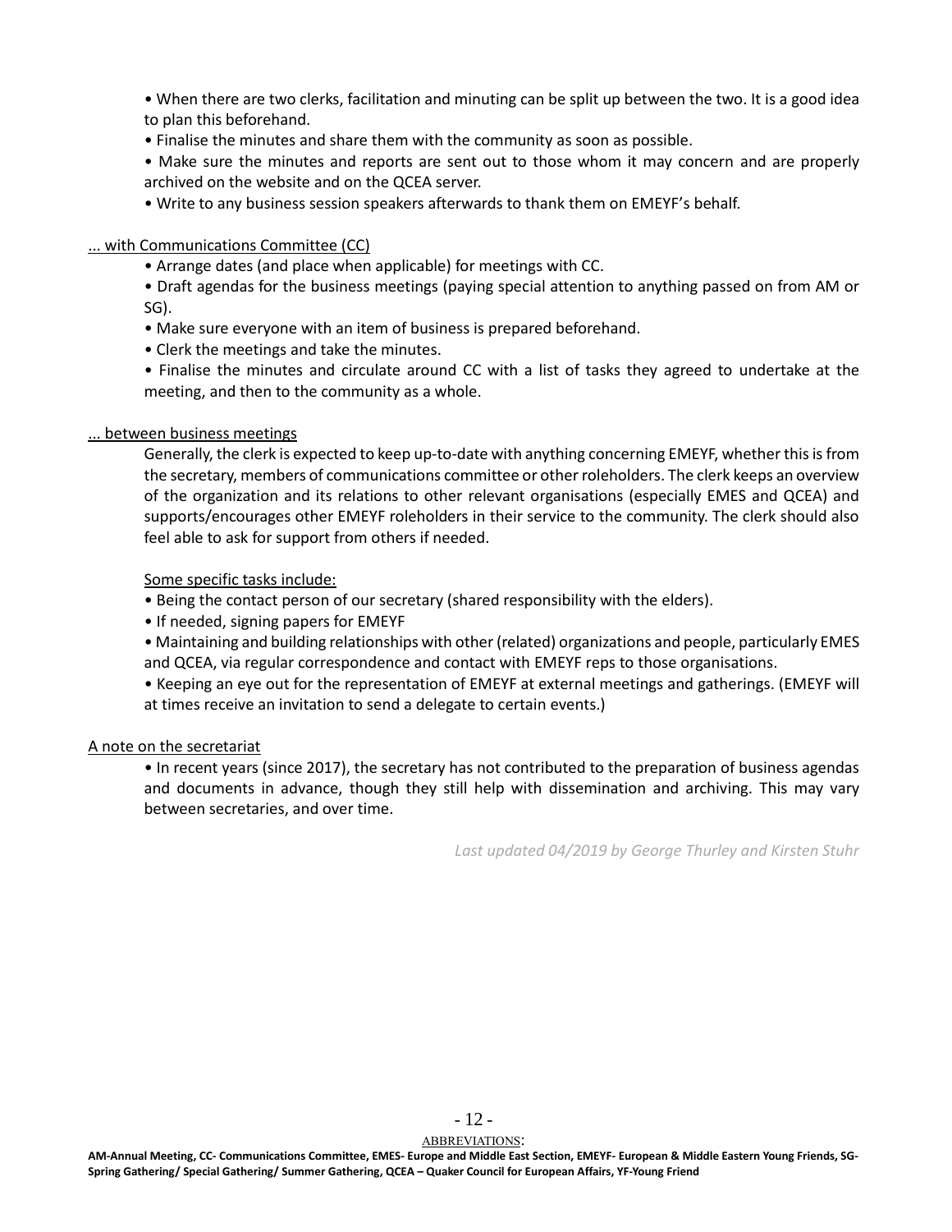- When there are two clerks, facilitation and minuting can be split up between the two. It is a good idea to plan this beforehand.
- Finalise the minutes and share them with the community as soon as possible.
- Make sure the minutes and reports are sent out to those whom it may concern and are properly archived on the website and on the QCEA server.
- Write to any business session speakers afterwards to thank them on EMEYF's behalf.

<u>... with Communications Committee (CC)</u>

- Arrange dates (and place when applicable) for meetings with CC.
- Draft agendas for the business meetings (paying special attention to anything passed on from AM or SG).
- Make sure everyone with an item of business is prepared beforehand.
- Clerk the meetings and take the minutes.
- Finalise the minutes and circulate around CC with a list of tasks they agreed to undertake at the meeting, and then to the community as a whole.

<u>... between business meetings</u>

Generally, the clerk is expected to keep up-to-date with anything concerning EMEYF, whether this is from the secretary, members of communications committee or other roleholders. The clerk keeps an overview of the organization and its relations to other relevant organisations (especially EMES and QCEA) and supports/encourages other EMEYF roleholders in their service to the community. The clerk should also feel able to ask for support from others if needed.

<u>Some specific tasks include:</u>

- Being the contact person of our secretary (shared responsibility with the elders).
- If needed, signing papers for EMEYF
- Maintaining and building relationships with other (related) organizations and people, particularly EMES and QCEA, via regular correspondence and contact with EMEYF reps to those organisations.
- Keeping an eye out for the representation of EMEYF at external meetings and gatherings. (EMEYF will at times receive an invitation to send a delegate to certain events.)

<u>A note on the secretariat</u>

- In recent years (since 2017), the secretary has not contributed to the preparation of business agendas and documents in advance, though they still help with dissemination and archiving. This may vary between secretaries, and over time.

*Last updated 04/2019 by George Thurley and Kirsten Stuhr*

<u>ABBREVIATIONS</u>:

**AM-Annual Meeting, CC- Communications Committee, EMES- Europe and Middle East Section, EMEYF- European & Middle Eastern Young Friends, SG- Spring Gathering/ Special Gathering/ Summer Gathering, QCEA – Quaker Council for European Affairs, YF-Young Friend**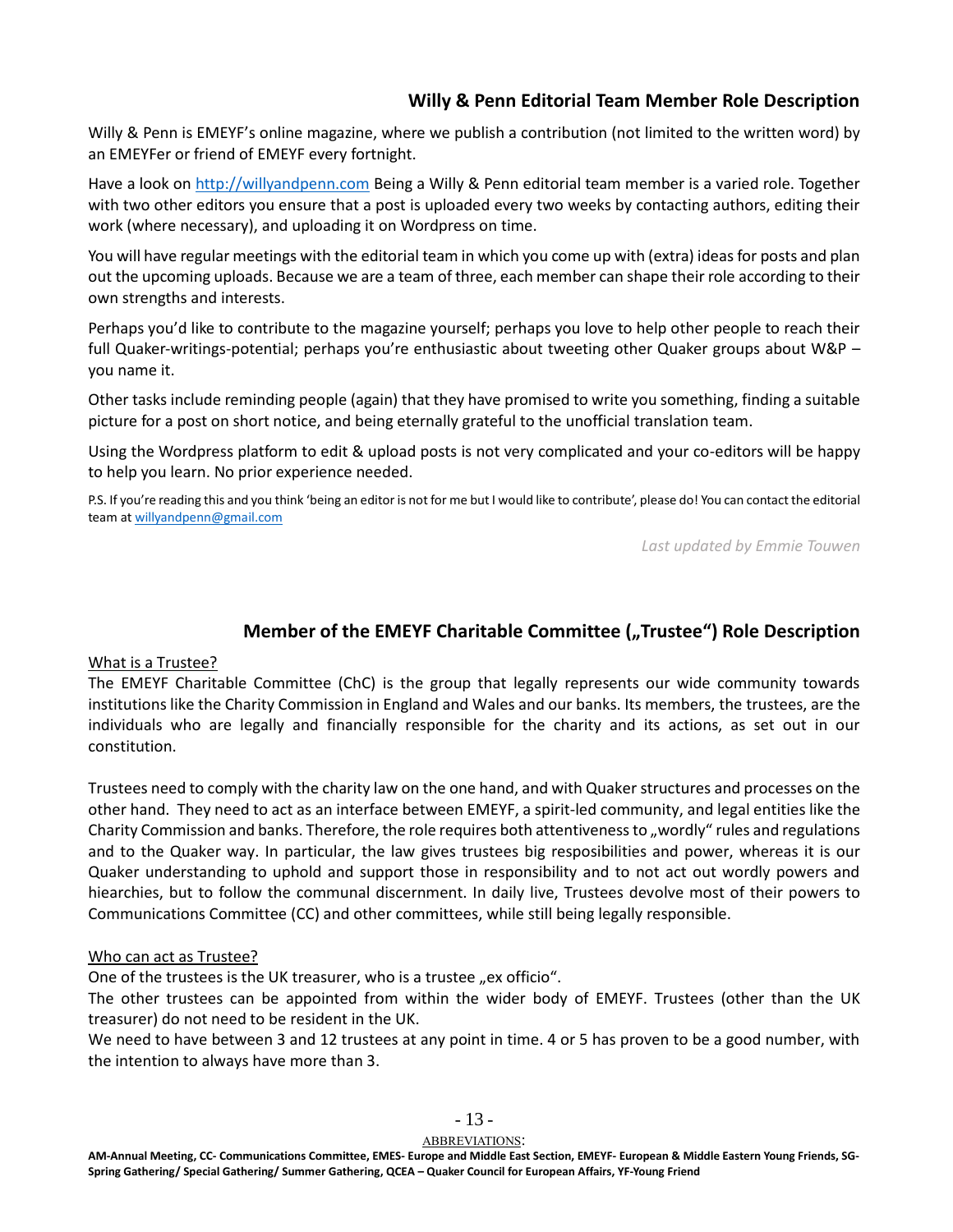## Willy & Penn Editorial Team Member Role Description

Willy & Penn is EMEYF's online magazine, where we publish a contribution (not limited to the written word) by an EMEYFer or friend of EMEYF every fortnight.

Have a look on http://willyandpenn.com Being a Willy & Penn editorial team member is a varied role. Together with two other editors you ensure that a post is uploaded every two weeks by contacting authors, editing their work (where necessary), and uploading it on Wordpress on time.

You will have regular meetings with the editorial team in which you come up with (extra) ideas for posts and plan out the upcoming uploads. Because we are a team of three, each member can shape their role according to their own strengths and interests.

Perhaps you'd like to contribute to the magazine yourself; perhaps you love to help other people to reach their full Quaker-writings-potential; perhaps you're enthusiastic about tweeting other Quaker groups about W&P – you name it.

Other tasks include reminding people (again) that they have promised to write you something, finding a suitable picture for a post on short notice, and being eternally grateful to the unofficial translation team.

Using the Wordpress platform to edit & upload posts is not very complicated and your co-editors will be happy to help you learn. No prior experience needed.

P.S. If you're reading this and you think 'being an editor is not for me but I would like to contribute', please do! You can contact the editorial team at willyandpenn@gmail.com

*Last updated by Emmie Touwen*

## Member of the EMEYF Charitable Committee („Trustee") Role Description

What is a Trustee?

The EMEYF Charitable Committee (ChC) is the group that legally represents our wide community towards institutions like the Charity Commission in England and Wales and our banks. Its members, the trustees, are the individuals who are legally and financially responsible for the charity and its actions, as set out in our constitution.

Trustees need to comply with the charity law on the one hand, and with Quaker structures and processes on the other hand. They need to act as an interface between EMEYF, a spirit-led community, and legal entities like the Charity Commission and banks. Therefore, the role requires both attentiveness to „wordly" rules and regulations and to the Quaker way. In particular, the law gives trustees big resposibilities and power, whereas it is our Quaker understanding to uphold and support those in responsibility and to not act out wordly powers and hiearchies, but to follow the communal discernment. In daily live, Trustees devolve most of their powers to Communications Committee (CC) and other committees, while still being legally responsible.

Who can act as Trustee?

One of the trustees is the UK treasurer, who is a trustee „ex officio".

The other trustees can be appointed from within the wider body of EMEYF. Trustees (other than the UK treasurer) do not need to be resident in the UK.

We need to have between 3 and 12 trustees at any point in time. 4 or 5 has proven to be a good number, with the intention to always have more than 3.

ABBREVIATIONS:

**AM-Annual Meeting, CC- Communications Committee, EMES- Europe and Middle East Section, EMEYF- European & Middle Eastern Young Friends, SG-Spring Gathering/ Special Gathering/ Summer Gathering, QCEA – Quaker Council for European Affairs, YF-Young Friend**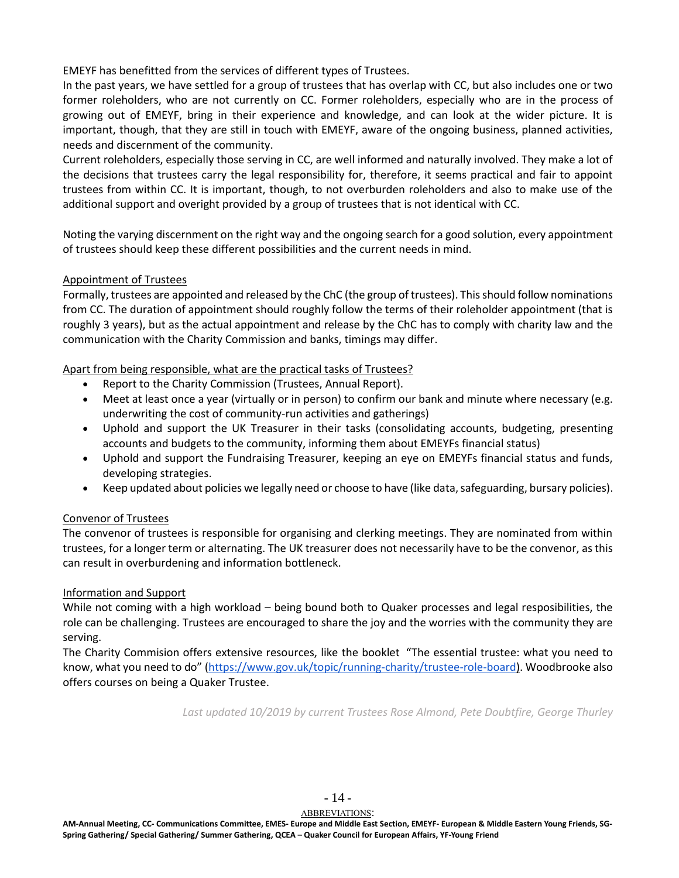EMEYF has benefitted from the services of different types of Trustees.
In the past years, we have settled for a group of trustees that has overlap with CC, but also includes one or two former roleholders, who are not currently on CC. Former roleholders, especially who are in the process of growing out of EMEYF, bring in their experience and knowledge, and can look at the wider picture. It is important, though, that they are still in touch with EMEYF, aware of the ongoing business, planned activities, needs and discernment of the community.
Current roleholders, especially those serving in CC, are well informed and naturally involved. They make a lot of the decisions that trustees carry the legal responsibility for, therefore, it seems practical and fair to appoint trustees from within CC. It is important, though, to not overburden roleholders and also to make use of the additional support and overight provided by a group of trustees that is not identical with CC.

Noting the varying discernment on the right way and the ongoing search for a good solution, every appointment of trustees should keep these different possibilities and the current needs in mind.

<u>Appointment of Trustees</u>
Formally, trustees are appointed and released by the ChC (the group of trustees). This should follow nominations from CC. The duration of appointment should roughly follow the terms of their roleholder appointment (that is roughly 3 years), but as the actual appointment and release by the ChC has to comply with charity law and the communication with the Charity Commission and banks, timings may differ.

<u>Apart from being responsible, what are the practical tasks of Trustees?</u>

- Report to the Charity Commission (Trustees, Annual Report).
- Meet at least once a year (virtually or in person) to confirm our bank and minute where necessary (e.g. underwriting the cost of community-run activities and gatherings)
- Uphold and support the UK Treasurer in their tasks (consolidating accounts, budgeting, presenting accounts and budgets to the community, informing them about EMEYFs financial status)
- Uphold and support the Fundraising Treasurer, keeping an eye on EMEYFs financial status and funds, developing strategies.
- Keep updated about policies we legally need or choose to have (like data, safeguarding, bursary policies).

<u>Convenor of Trustees</u>
The convenor of trustees is responsible for organising and clerking meetings. They are nominated from within trustees, for a longer term or alternating. The UK treasurer does not necessarily have to be the convenor, as this can result in overburdening and information bottleneck.

<u>Information and Support</u>
While not coming with a high workload – being bound both to Quaker processes and legal resposibilities, the role can be challenging. Trustees are encouraged to share the joy and the worries with the community they are serving.
The Charity Commision offers extensive resources, like the booklet "The essential trustee: what you need to know, what you need to do" (https://www.gov.uk/topic/running-charity/trustee-role-board). Woodbrooke also offers courses on being a Quaker Trustee.

*Last updated 10/2019 by current Trustees Rose Almond, Pete Doubtfire, George Thurley*

<u>ABBREVIATIONS</u>:
**AM-Annual Meeting, CC- Communications Committee, EMES- Europe and Middle East Section, EMEYF- European & Middle Eastern Young Friends, SG-Spring Gathering/ Special Gathering/ Summer Gathering, QCEA – Quaker Council for European Affairs, YF-Young Friend**